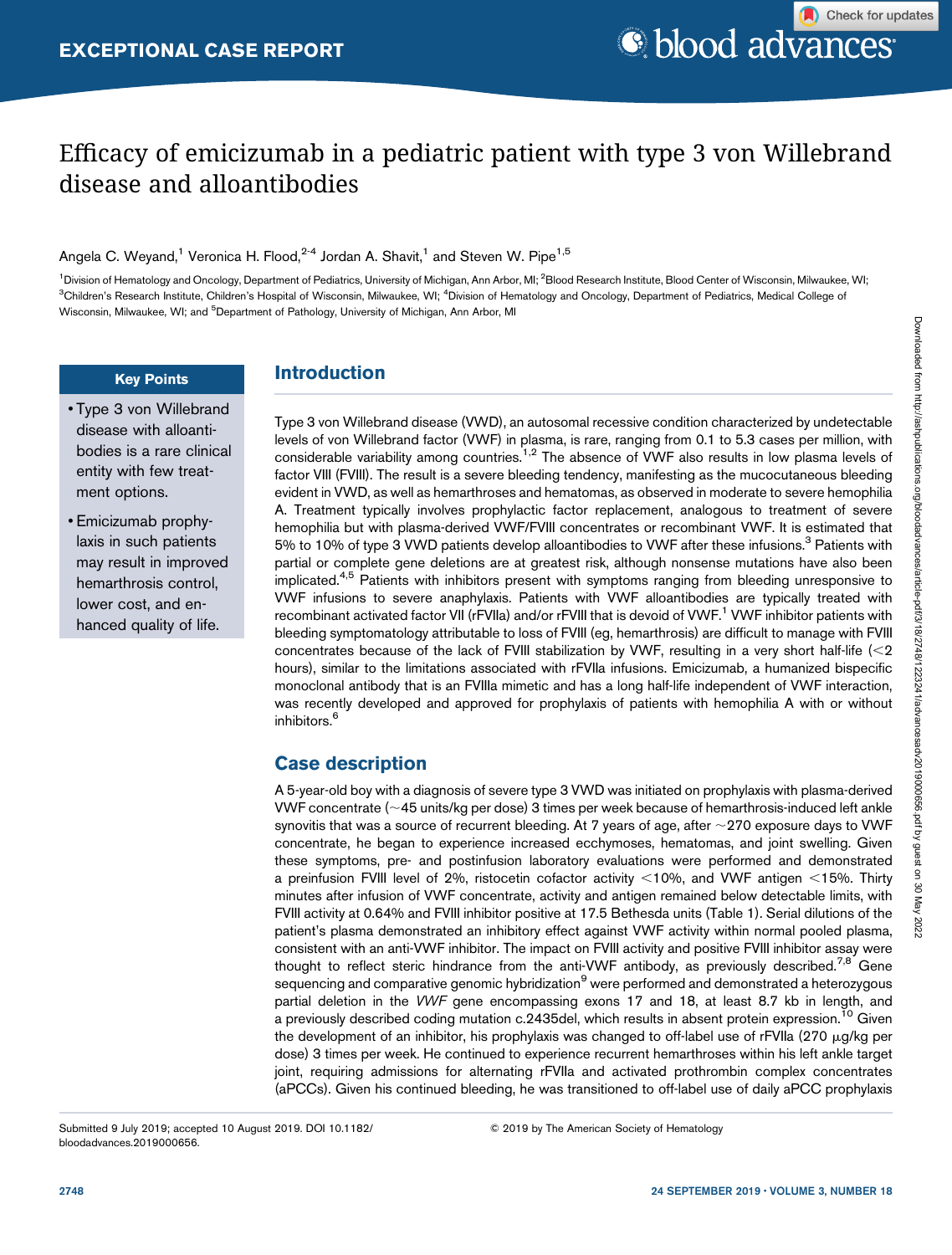EXCEPTIONAL CASE REPORT

# Efficacy of emicizumab in a pediatric patient with type 3 von Willebrand disease and alloantibodies

Angela C. Weyand,[1] Veronica H. Flood,[2-4] Jordan A. Shavit,[1] and Steven W. Pipe[1,5]

[1]Division of Hematology and Oncology, Department of Pediatrics, University of Michigan, Ann Arbor, MI; [2]Blood Research Institute, Blood Center of Wisconsin, Milwaukee, WI; [3]Children's Research Institute, Children's Hospital of Wisconsin, Milwaukee, WI; [4]Division of Hematology and Oncology, Department of Pediatrics, Medical College of Wisconsin, Milwaukee, WI; and [5]Department of Pathology, University of Michigan, Ann Arbor, MI

### Key Points

- Type 3 von Willebrand disease with alloantibodies is a rare clinical entity with few treatment options.
- Emicizumab prophylaxis in such patients may result in improved hemarthrosis control, lower cost, and enhanced quality of life.

## Introduction

Type 3 von Willebrand disease (VWD), an autosomal recessive condition characterized by undetectable levels of von Willebrand factor (VWF) in plasma, is rare, ranging from 0.1 to 5.3 cases per million, with considerable variability among countries.[1,2] The absence of VWF also results in low plasma levels of factor VIII (FVIII). The result is a severe bleeding tendency, manifesting as the mucocutaneous bleeding evident in VWD, as well as hemarthroses and hematomas, as observed in moderate to severe hemophilia A. Treatment typically involves prophylactic factor replacement, analogous to treatment of severe hemophilia but with plasma-derived VWF/FVIII concentrates or recombinant VWF. It is estimated that 5% to 10% of type 3 VWD patients develop alloantibodies to VWF after these infusions.[3] Patients with partial or complete gene deletions are at greatest risk, although nonsense mutations have also been implicated.[4,5] Patients with inhibitors present with symptoms ranging from bleeding unresponsive to VWF infusions to severe anaphylaxis. Patients with VWF alloantibodies are typically treated with recombinant activated factor VII (rFVIIa) and/or rFVIII that is devoid of VWF.[1] VWF inhibitor patients with bleeding symptomatology attributable to loss of FVIII (eg, hemarthrosis) are difficult to manage with FVIII concentrates because of the lack of FVIII stabilization by VWF, resulting in a very short half-life (<2 hours), similar to the limitations associated with rFVIIa infusions. Emicizumab, a humanized bispecific monoclonal antibody that is an FVIIIa mimetic and has a long half-life independent of VWF interaction, was recently developed and approved for prophylaxis of patients with hemophilia A with or without inhibitors.[6]

## Case description

A 5-year-old boy with a diagnosis of severe type 3 VWD was initiated on prophylaxis with plasma-derived VWF concentrate (~45 units/kg per dose) 3 times per week because of hemarthrosis-induced left ankle synovitis that was a source of recurrent bleeding. At 7 years of age, after ~270 exposure days to VWF concentrate, he began to experience increased ecchymoses, hematomas, and joint swelling. Given these symptoms, pre- and postinfusion laboratory evaluations were performed and demonstrated a preinfusion FVIII level of 2%, ristocetin cofactor activity <10%, and VWF antigen <15%. Thirty minutes after infusion of VWF concentrate, activity and antigen remained below detectable limits, with FVIII activity at 0.64% and FVIII inhibitor positive at 17.5 Bethesda units (Table 1). Serial dilutions of the patient's plasma demonstrated an inhibitory effect against VWF activity within normal pooled plasma, consistent with an anti-VWF inhibitor. The impact on FVIII activity and positive FVIII inhibitor assay were thought to reflect steric hindrance from the anti-VWF antibody, as previously described.[7,8] Gene sequencing and comparative genomic hybridization[9] were performed and demonstrated a heterozygous partial deletion in the *VWF* gene encompassing exons 17 and 18, at least 8.7 kb in length, and a previously described coding mutation c.2435del, which results in absent protein expression.[10] Given the development of an inhibitor, his prophylaxis was changed to off-label use of rFVIIa (270 μg/kg per dose) 3 times per week. He continued to experience recurrent hemarthroses within his left ankle target joint, requiring admissions for alternating rFVIIa and activated prothrombin complex concentrates (aPCCs). Given his continued bleeding, he was transitioned to off-label use of daily aPCC prophylaxis

Submitted 9 July 2019; accepted 10 August 2019. DOI 10.1182/bloodadvances.2019000656.

© 2019 by The American Society of Hematology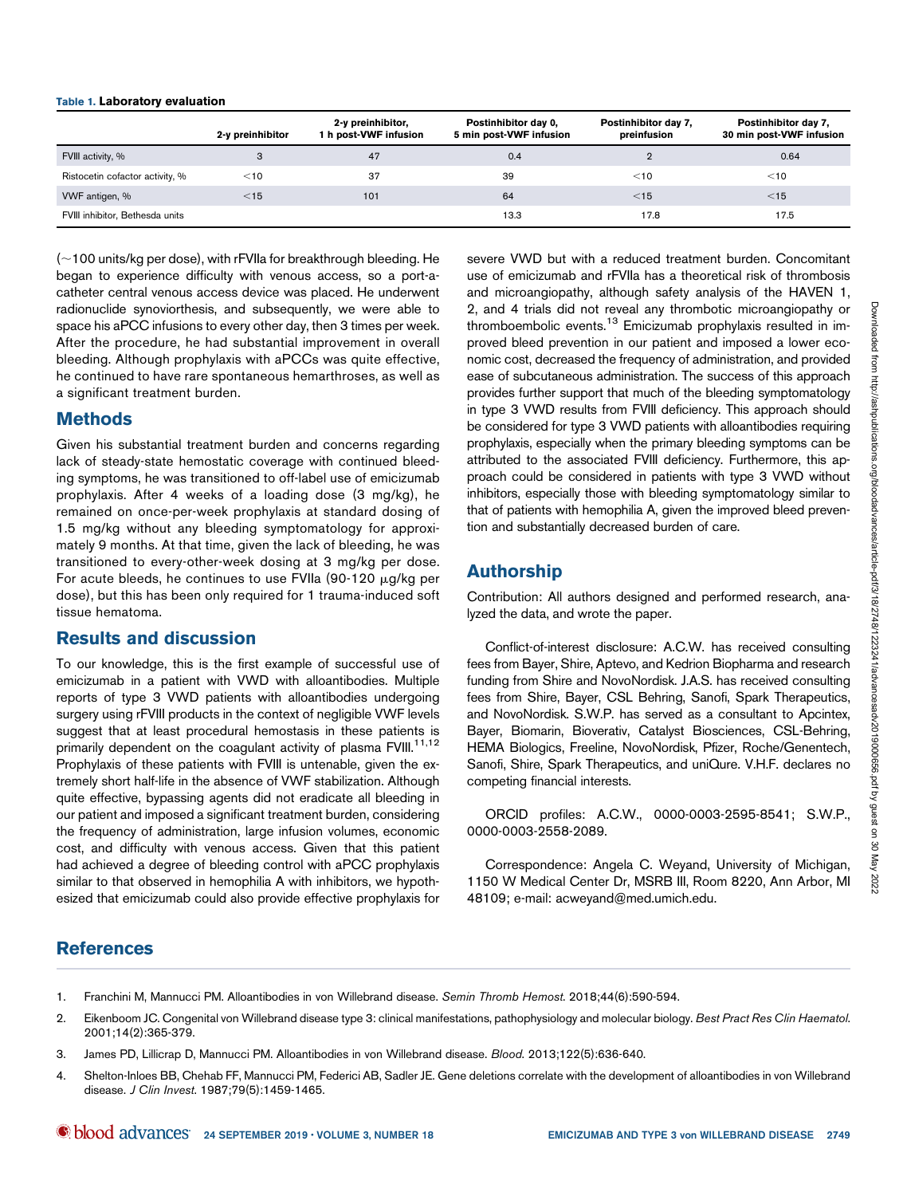**Table 1. Laboratory evaluation**

| | 2-y preinhibitor | 2-y preinhibitor, 1 h post-VWF infusion | Postinhibitor day 0, 5 min post-VWF infusion | Postinhibitor day 7, preinfusion | Postinhibitor day 7, 30 min post-VWF infusion |
|---|---|---|---|---|---|
| FVIII activity, % | 3 | 47 | 0.4 | 2 | 0.64 |
| Ristocetin cofactor activity, % | <10 | 37 | 39 | <10 | <10 |
| VWF antigen, % | <15 | 101 | 64 | <15 | <15 |
| FVIII inhibitor, Bethesda units | | | 13.3 | 17.8 | 17.5 |

(~100 units/kg per dose), with rFVIIa for breakthrough bleeding. He began to experience difficulty with venous access, so a port-a-catheter central venous access device was placed. He underwent radionuclide synoviorthesis, and subsequently, we were able to space his aPCC infusions to every other day, then 3 times per week. After the procedure, he had substantial improvement in overall bleeding. Although prophylaxis with aPCCs was quite effective, he continued to have rare spontaneous hemarthroses, as well as a significant treatment burden.

## Methods

Given his substantial treatment burden and concerns regarding lack of steady-state hemostatic coverage with continued bleeding symptoms, he was transitioned to off-label use of emicizumab prophylaxis. After 4 weeks of a loading dose (3 mg/kg), he remained on once-per-week prophylaxis at standard dosing of 1.5 mg/kg without any bleeding symptomatology for approximately 9 months. At that time, given the lack of bleeding, he was transitioned to every-other-week dosing at 3 mg/kg per dose. For acute bleeds, he continues to use FVIIa (90-120 μg/kg per dose), but this has been only required for 1 trauma-induced soft tissue hematoma.

## Results and discussion

To our knowledge, this is the first example of successful use of emicizumab in a patient with VWD with alloantibodies. Multiple reports of type 3 VWD patients with alloantibodies undergoing surgery using rFVIII products in the context of negligible VWF levels suggest that at least procedural hemostasis in these patients is primarily dependent on the coagulant activity of plasma FVIII.[11,12] Prophylaxis of these patients with FVIII is untenable, given the extremely short half-life in the absence of VWF stabilization. Although quite effective, bypassing agents did not eradicate all bleeding in our patient and imposed a significant treatment burden, considering the frequency of administration, large infusion volumes, economic cost, and difficulty with venous access. Given that this patient had achieved a degree of bleeding control with aPCC prophylaxis similar to that observed in hemophilia A with inhibitors, we hypothesized that emicizumab could also provide effective prophylaxis for severe VWD but with a reduced treatment burden. Concomitant use of emicizumab and rFVIIa has a theoretical risk of thrombosis and microangiopathy, although safety analysis of the HAVEN 1, 2, and 4 trials did not reveal any thrombotic microangiopathy or thromboembolic events.[13] Emicizumab prophylaxis resulted in improved bleed prevention in our patient and imposed a lower economic cost, decreased the frequency of administration, and provided ease of subcutaneous administration. The success of this approach provides further support that much of the bleeding symptomatology in type 3 VWD results from FVIII deficiency. This approach should be considered for type 3 VWD patients with alloantibodies requiring prophylaxis, especially when the primary bleeding symptoms can be attributed to the associated FVIII deficiency. Furthermore, this approach could be considered in patients with type 3 VWD without inhibitors, especially those with bleeding symptomatology similar to that of patients with hemophilia A, given the improved bleed prevention and substantially decreased burden of care.

## Authorship

Contribution: All authors designed and performed research, analyzed the data, and wrote the paper.

Conflict-of-interest disclosure: A.C.W. has received consulting fees from Bayer, Shire, Aptevo, and Kedrion Biopharma and research funding from Shire and NovoNordisk. J.A.S. has received consulting fees from Shire, Bayer, CSL Behring, Sanofi, Spark Therapeutics, and NovoNordisk. S.W.P. has served as a consultant to Apcintex, Bayer, Biomarin, Bioverativ, Catalyst Biosciences, CSL-Behring, HEMA Biologics, Freeline, NovoNordisk, Pfizer, Roche/Genentech, Sanofi, Shire, Spark Therapeutics, and uniQure. V.H.F. declares no competing financial interests.

ORCID profiles: A.C.W., 0000-0003-2595-8541; S.W.P., 0000-0003-2558-2089.

Correspondence: Angela C. Weyand, University of Michigan, 1150 W Medical Center Dr, MSRB III, Room 8220, Ann Arbor, MI 48109; e-mail: acweyand@med.umich.edu.

## References

1. Franchini M, Mannucci PM. Alloantibodies in von Willebrand disease. *Semin Thromb Hemost.* 2018;44(6):590-594.
2. Eikenboom JC. Congenital von Willebrand disease type 3: clinical manifestations, pathophysiology and molecular biology. *Best Pract Res Clin Haematol.* 2001;14(2):365-379.
3. James PD, Lillicrap D, Mannucci PM. Alloantibodies in von Willebrand disease. *Blood.* 2013;122(5):636-640.
4. Shelton-Inloes BB, Chehab FF, Mannucci PM, Federici AB, Sadler JE. Gene deletions correlate with the development of alloantibodies in von Willebrand disease. *J Clin Invest.* 1987;79(5):1459-1465.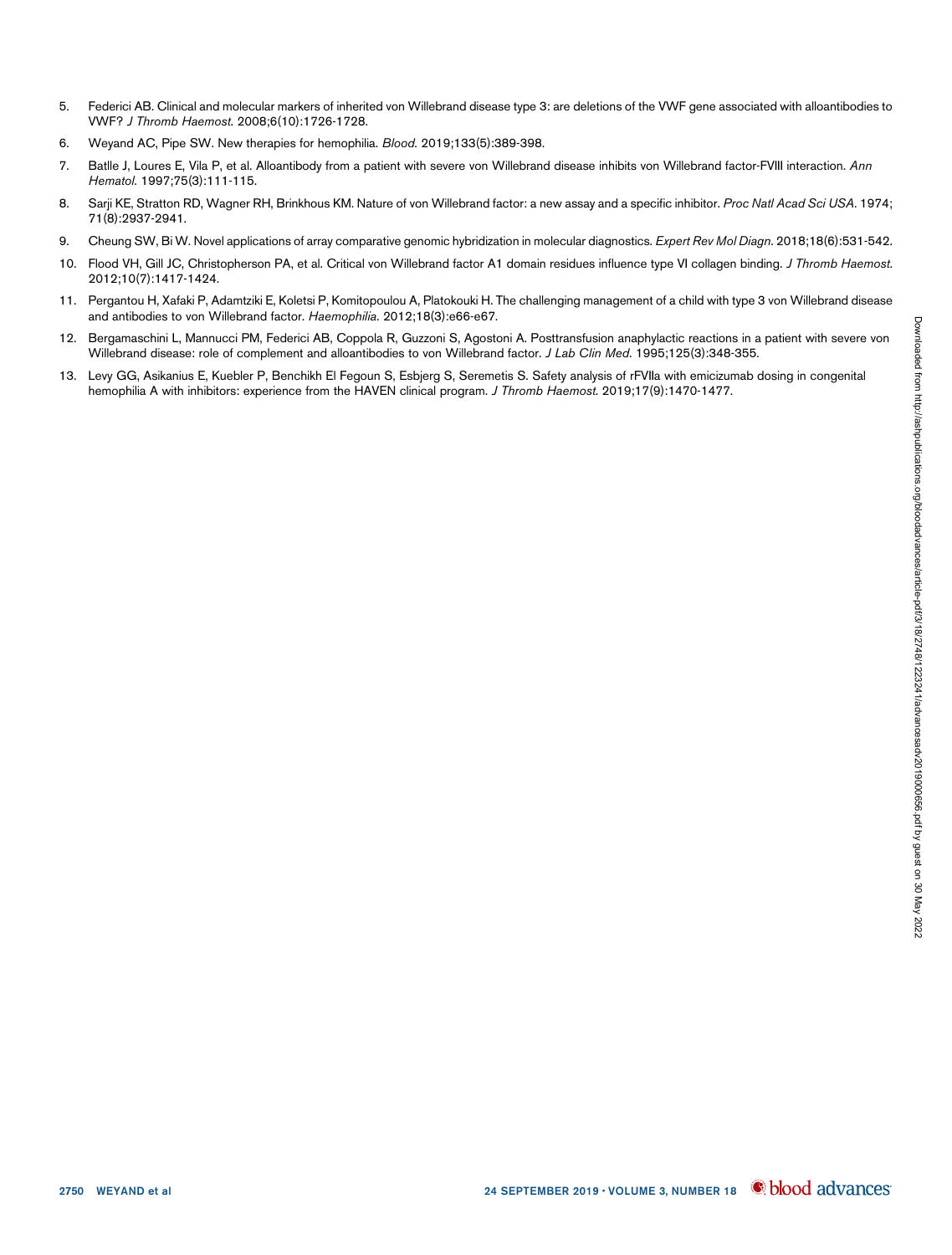5. Federici AB. Clinical and molecular markers of inherited von Willebrand disease type 3: are deletions of the VWF gene associated with alloantibodies to VWF? *J Thromb Haemost*. 2008;6(10):1726-1728.
6. Weyand AC, Pipe SW. New therapies for hemophilia. *Blood*. 2019;133(5):389-398.
7. Batlle J, Loures E, Vila P, et al. Alloantibody from a patient with severe von Willebrand disease inhibits von Willebrand factor-FVIII interaction. *Ann Hematol*. 1997;75(3):111-115.
8. Sarji KE, Stratton RD, Wagner RH, Brinkhous KM. Nature of von Willebrand factor: a new assay and a specific inhibitor. *Proc Natl Acad Sci USA*. 1974; 71(8):2937-2941.
9. Cheung SW, Bi W. Novel applications of array comparative genomic hybridization in molecular diagnostics. *Expert Rev Mol Diagn*. 2018;18(6):531-542.
10. Flood VH, Gill JC, Christopherson PA, et al. Critical von Willebrand factor A1 domain residues influence type VI collagen binding. *J Thromb Haemost*. 2012;10(7):1417-1424.
11. Pergantou H, Xafaki P, Adamtziki E, Koletsi P, Komitopoulou A, Platokouki H. The challenging management of a child with type 3 von Willebrand disease and antibodies to von Willebrand factor. *Haemophilia*. 2012;18(3):e66-e67.
12. Bergamaschini L, Mannucci PM, Federici AB, Coppola R, Guzzoni S, Agostoni A. Posttransfusion anaphylactic reactions in a patient with severe von Willebrand disease: role of complement and alloantibodies to von Willebrand factor. *J Lab Clin Med*. 1995;125(3):348-355.
13. Levy GG, Asikanius E, Kuebler P, Benchikh El Fegoun S, Esbjerg S, Seremetis S. Safety analysis of rFVIIa with emicizumab dosing in congenital hemophilia A with inhibitors: experience from the HAVEN clinical program. *J Thromb Haemost*. 2019;17(9):1470-1477.